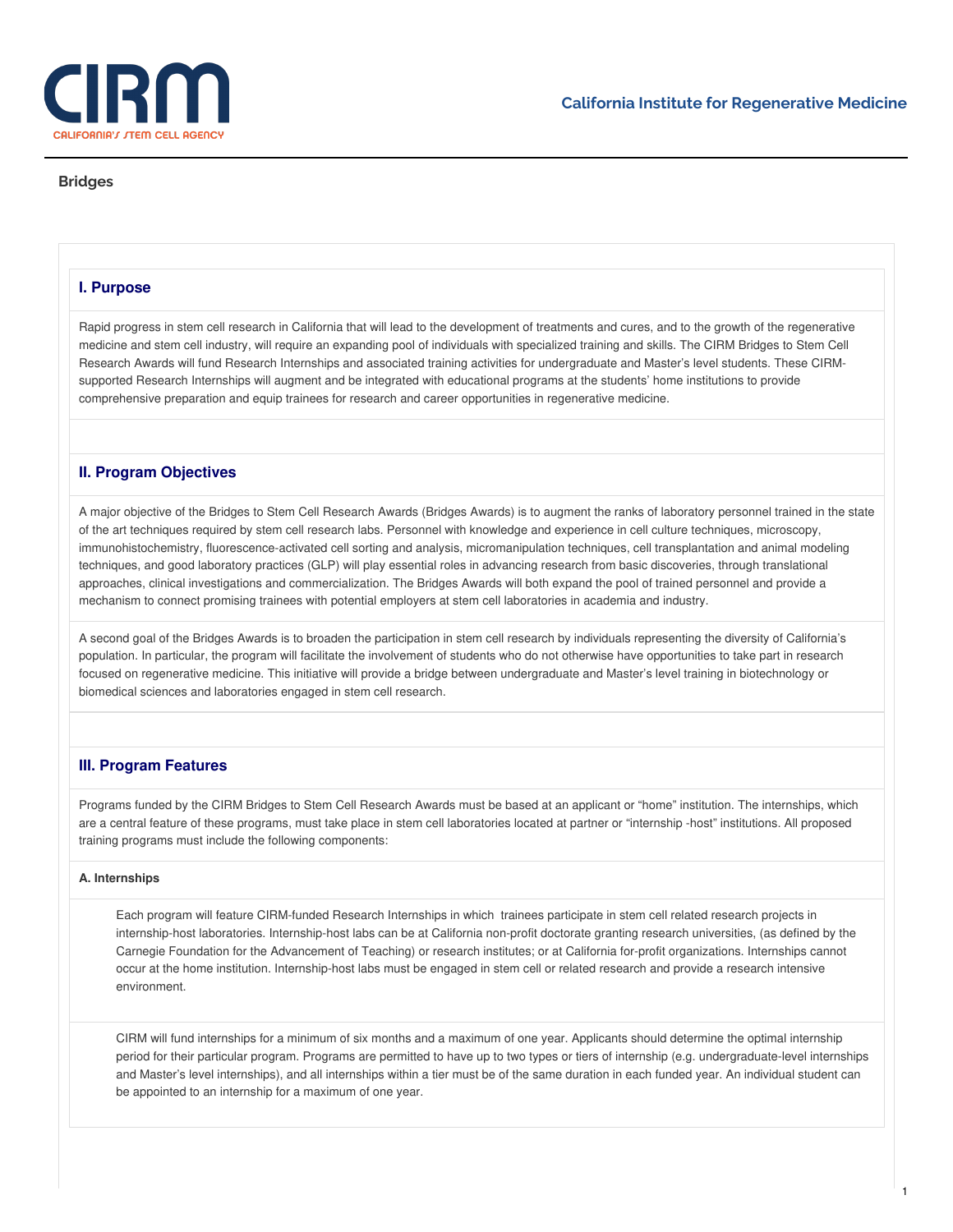CIRM

CALIFORNIA'S STEM CELL AGENCY

California Institute for Regenerative Medicine

# Bridges

## I. Purpose

Rapid progress in stem cell research in California that will lead to the development of treatments and cures, and to the growth of the regenerative medicine and stem cell industry, will require an expanding pool of individuals with specialized training and skills. The CIRM Bridges to Stem Cell Research Awards will fund Research Internships and associated training activities for undergraduate and Master's level students. These CIRM-supported Research Internships will augment and be integrated with educational programs at the students' home institutions to provide comprehensive preparation and equip trainees for research and career opportunities in regenerative medicine.

## II. Program Objectives

A major objective of the Bridges to Stem Cell Research Awards (Bridges Awards) is to augment the ranks of laboratory personnel trained in the state of the art techniques required by stem cell research labs. Personnel with knowledge and experience in cell culture techniques, microscopy, immunohistochemistry, fluorescence-activated cell sorting and analysis, micromanipulation techniques, cell transplantation and animal modeling techniques, and good laboratory practices (GLP) will play essential roles in advancing research from basic discoveries, through translational approaches, clinical investigations and commercialization. The Bridges Awards will both expand the pool of trained personnel and provide a mechanism to connect promising trainees with potential employers at stem cell laboratories in academia and industry.

A second goal of the Bridges Awards is to broaden the participation in stem cell research by individuals representing the diversity of California's population. In particular, the program will facilitate the involvement of students who do not otherwise have opportunities to take part in research focused on regenerative medicine. This initiative will provide a bridge between undergraduate and Master's level training in biotechnology or biomedical sciences and laboratories engaged in stem cell research.

## III. Program Features

Programs funded by the CIRM Bridges to Stem Cell Research Awards must be based at an applicant or "home" institution. The internships, which are a central feature of these programs, must take place in stem cell laboratories located at partner or "internship -host" institutions. All proposed training programs must include the following components:

### A. Internships

Each program will feature CIRM-funded Research Internships in which trainees participate in stem cell related research projects in internship-host laboratories. Internship-host labs can be at California non-profit doctorate granting research universities, (as defined by the Carnegie Foundation for the Advancement of Teaching) or research institutes; or at California for-profit organizations. Internships cannot occur at the home institution. Internship-host labs must be engaged in stem cell or related research and provide a research intensive environment.

CIRM will fund internships for a minimum of six months and a maximum of one year. Applicants should determine the optimal internship period for their particular program. Programs are permitted to have up to two types or tiers of internship (e.g. undergraduate-level internships and Master's level internships), and all internships within a tier must be of the same duration in each funded year. An individual student can be appointed to an internship for a maximum of one year.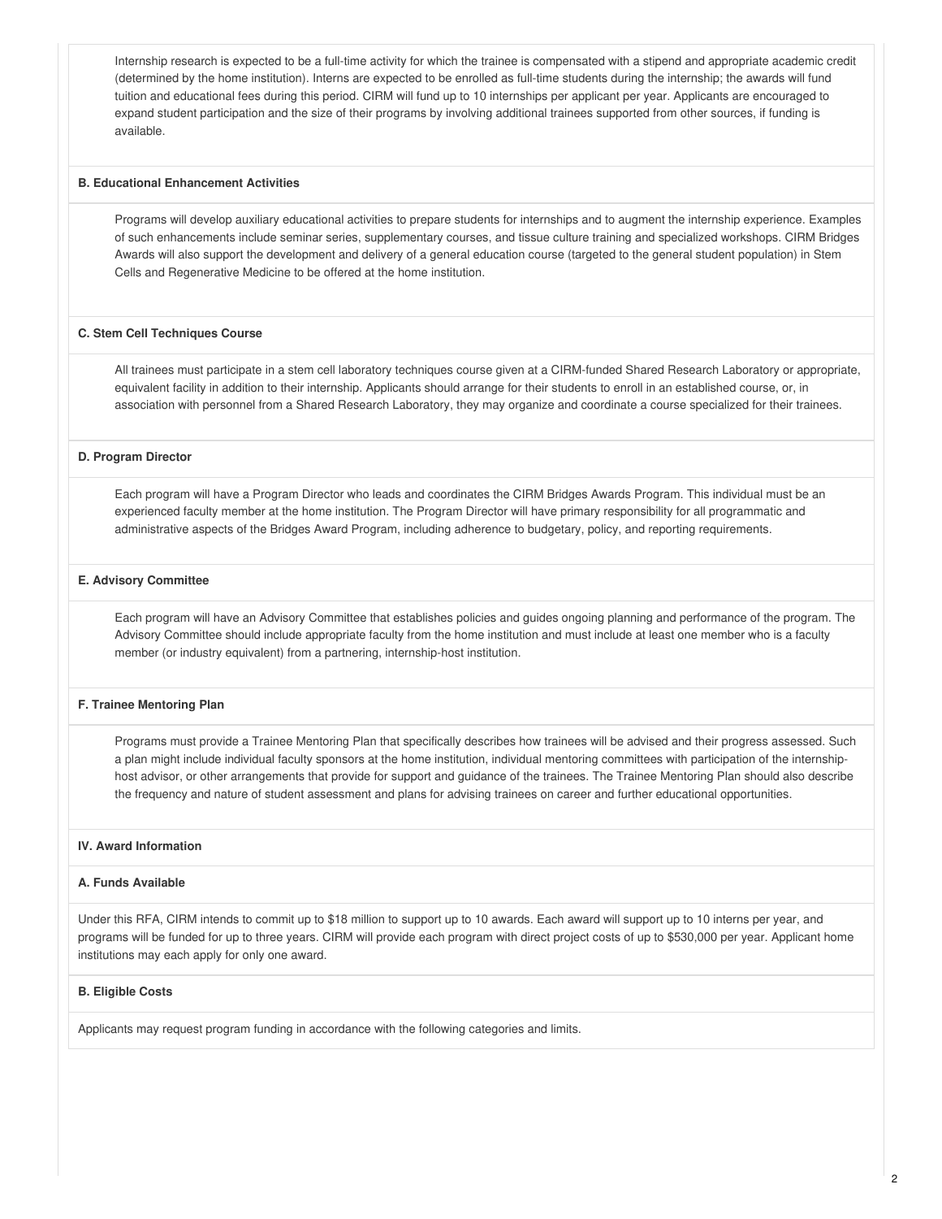Internship research is expected to be a full-time activity for which the trainee is compensated with a stipend and appropriate academic credit (determined by the home institution). Interns are expected to be enrolled as full-time students during the internship; the awards will fund tuition and educational fees during this period. CIRM will fund up to 10 internships per applicant per year. Applicants are encouraged to expand student participation and the size of their programs by involving additional trainees supported from other sources, if funding is available.

#### B. Educational Enhancement Activities

Programs will develop auxiliary educational activities to prepare students for internships and to augment the internship experience. Examples of such enhancements include seminar series, supplementary courses, and tissue culture training and specialized workshops. CIRM Bridges Awards will also support the development and delivery of a general education course (targeted to the general student population) in Stem Cells and Regenerative Medicine to be offered at the home institution.

#### C. Stem Cell Techniques Course

All trainees must participate in a stem cell laboratory techniques course given at a CIRM-funded Shared Research Laboratory or appropriate, equivalent facility in addition to their internship. Applicants should arrange for their students to enroll in an established course, or, in association with personnel from a Shared Research Laboratory, they may organize and coordinate a course specialized for their trainees.

#### D. Program Director

Each program will have a Program Director who leads and coordinates the CIRM Bridges Awards Program. This individual must be an experienced faculty member at the home institution. The Program Director will have primary responsibility for all programmatic and administrative aspects of the Bridges Award Program, including adherence to budgetary, policy, and reporting requirements.

#### E. Advisory Committee

Each program will have an Advisory Committee that establishes policies and guides ongoing planning and performance of the program. The Advisory Committee should include appropriate faculty from the home institution and must include at least one member who is a faculty member (or industry equivalent) from a partnering, internship-host institution.

#### F. Trainee Mentoring Plan

Programs must provide a Trainee Mentoring Plan that specifically describes how trainees will be advised and their progress assessed. Such a plan might include individual faculty sponsors at the home institution, individual mentoring committees with participation of the internship-host advisor, or other arrangements that provide for support and guidance of the trainees. The Trainee Mentoring Plan should also describe the frequency and nature of student assessment and plans for advising trainees on career and further educational opportunities.

### IV. Award Information

#### A. Funds Available

Under this RFA, CIRM intends to commit up to $18 million to support up to 10 awards. Each award will support up to 10 interns per year, and programs will be funded for up to three years. CIRM will provide each program with direct project costs of up to $530,000 per year. Applicant home institutions may each apply for only one award.

#### B. Eligible Costs

Applicants may request program funding in accordance with the following categories and limits.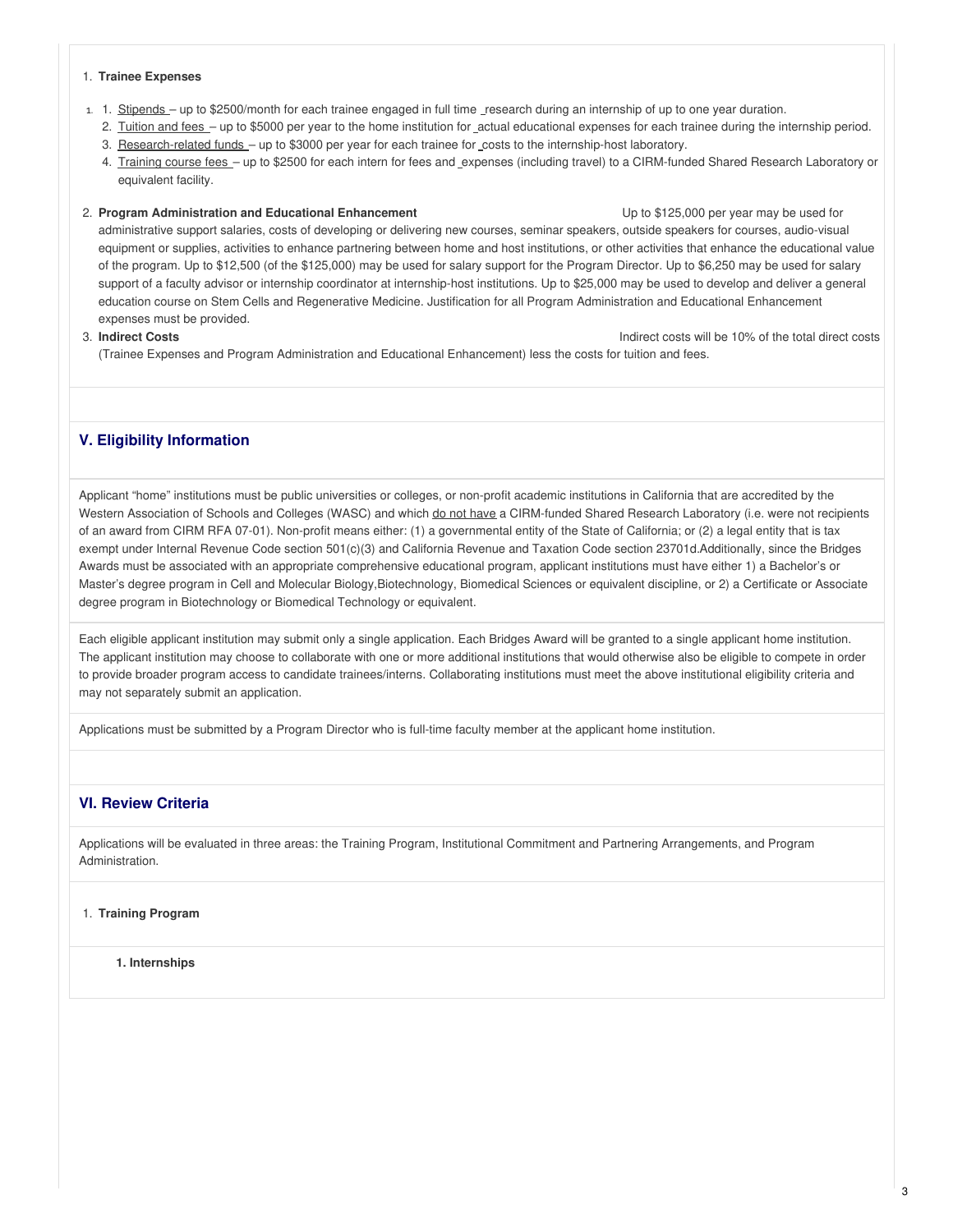1. **Trainee Expenses**

    1. Stipends – up to $2500/month for each trainee engaged in full time research during an internship of up to one year duration.
    2. Tuition and fees – up to $5000 per year to the home institution for actual educational expenses for each trainee during the internship period.
    3. Research-related funds – up to $3000 per year for each trainee for costs to the internship-host laboratory.
    4. Training course fees – up to $2500 for each intern for fees and expenses (including travel) to a CIRM-funded Shared Research Laboratory or equivalent facility.

2. **Program Administration and Educational Enhancement** Up to $125,000 per year may be used for administrative support salaries, costs of developing or delivering new courses, seminar speakers, outside speakers for courses, audio-visual equipment or supplies, activities to enhance partnering between home and host institutions, or other activities that enhance the educational value of the program. Up to $12,500 (of the $125,000) may be used for salary support for the Program Director. Up to $6,250 may be used for salary support of a faculty advisor or internship coordinator at internship-host institutions. Up to $25,000 may be used to develop and deliver a general education course on Stem Cells and Regenerative Medicine. Justification for all Program Administration and Educational Enhancement expenses must be provided.
3. **Indirect Costs** Indirect costs will be 10% of the total direct costs (Trainee Expenses and Program Administration and Educational Enhancement) less the costs for tuition and fees.

## V. Eligibility Information

Applicant "home" institutions must be public universities or colleges, or non-profit academic institutions in California that are accredited by the Western Association of Schools and Colleges (WASC) and which do not have a CIRM-funded Shared Research Laboratory (i.e. were not recipients of an award from CIRM RFA 07-01). Non-profit means either: (1) a governmental entity of the State of California; or (2) a legal entity that is tax exempt under Internal Revenue Code section 501(c)(3) and California Revenue and Taxation Code section 23701d.Additionally, since the Bridges Awards must be associated with an appropriate comprehensive educational program, applicant institutions must have either 1) a Bachelor's or Master's degree program in Cell and Molecular Biology,Biotechnology, Biomedical Sciences or equivalent discipline, or 2) a Certificate or Associate degree program in Biotechnology or Biomedical Technology or equivalent.

Each eligible applicant institution may submit only a single application. Each Bridges Award will be granted to a single applicant home institution. The applicant institution may choose to collaborate with one or more additional institutions that would otherwise also be eligible to compete in order to provide broader program access to candidate trainees/interns. Collaborating institutions must meet the above institutional eligibility criteria and may not separately submit an application.

Applications must be submitted by a Program Director who is full-time faculty member at the applicant home institution.

## VI. Review Criteria

Applications will be evaluated in three areas: the Training Program, Institutional Commitment and Partnering Arrangements, and Program Administration.

1. **Training Program**

    1. **Internships**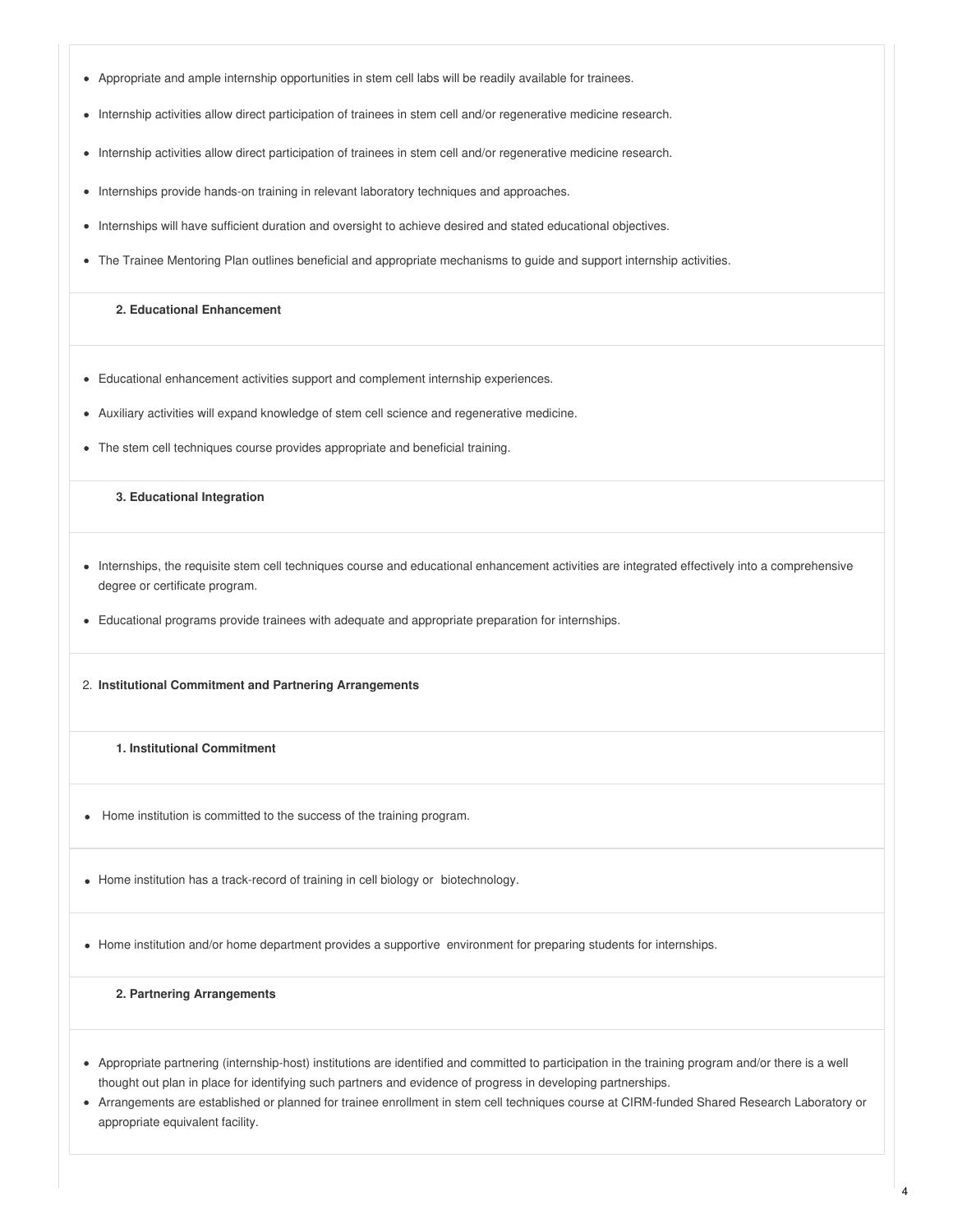- Appropriate and ample internship opportunities in stem cell labs will be readily available for trainees.
- Internship activities allow direct participation of trainees in stem cell and/or regenerative medicine research.
- Internship activities allow direct participation of trainees in stem cell and/or regenerative medicine research.
- Internships provide hands-on training in relevant laboratory techniques and approaches.
- Internships will have sufficient duration and oversight to achieve desired and stated educational objectives.
- The Trainee Mentoring Plan outlines beneficial and appropriate mechanisms to guide and support internship activities.

**2. Educational Enhancement**

- Educational enhancement activities support and complement internship experiences.
- Auxiliary activities will expand knowledge of stem cell science and regenerative medicine.
- The stem cell techniques course provides appropriate and beneficial training.

**3. Educational Integration**

- Internships, the requisite stem cell techniques course and educational enhancement activities are integrated effectively into a comprehensive degree or certificate program.
- Educational programs provide trainees with adequate and appropriate preparation for internships.

2. **Institutional Commitment and Partnering Arrangements**

**1. Institutional Commitment**

- Home institution is committed to the success of the training program.

- Home institution has a track-record of training in cell biology or biotechnology.

- Home institution and/or home department provides a supportive environment for preparing students for internships.

**2. Partnering Arrangements**

- Appropriate partnering (internship-host) institutions are identified and committed to participation in the training program and/or there is a well thought out plan in place for identifying such partners and evidence of progress in developing partnerships.
- Arrangements are established or planned for trainee enrollment in stem cell techniques course at CIRM-funded Shared Research Laboratory or appropriate equivalent facility.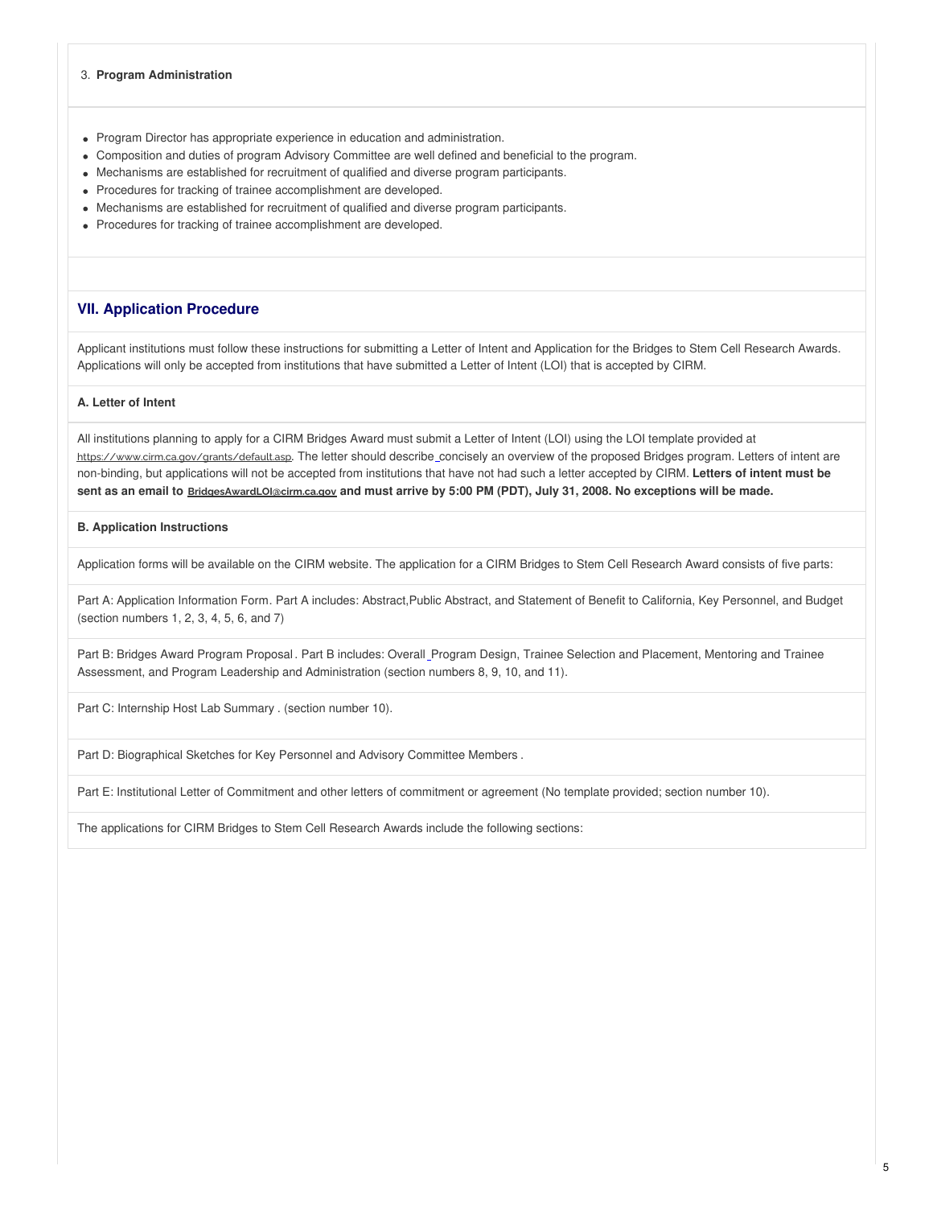3. **Program Administration**

- Program Director has appropriate experience in education and administration.
- Composition and duties of program Advisory Committee are well defined and beneficial to the program.
- Mechanisms are established for recruitment of qualified and diverse program participants.
- Procedures for tracking of trainee accomplishment are developed.
- Mechanisms are established for recruitment of qualified and diverse program participants.
- Procedures for tracking of trainee accomplishment are developed.

## VII. Application Procedure

Applicant institutions must follow these instructions for submitting a Letter of Intent and Application for the Bridges to Stem Cell Research Awards. Applications will only be accepted from institutions that have submitted a Letter of Intent (LOI) that is accepted by CIRM.

**A. Letter of Intent**

All institutions planning to apply for a CIRM Bridges Award must submit a Letter of Intent (LOI) using the LOI template provided at https://www.cirm.ca.gov/grants/default.asp. The letter should describe concisely an overview of the proposed Bridges program. Letters of intent are non-binding, but applications will not be accepted from institutions that have not had such a letter accepted by CIRM. **Letters of intent must be sent as an email to BridgesAwardLOI@cirm.ca.gov and must arrive by 5:00 PM (PDT), July 31, 2008. No exceptions will be made.**

**B. Application Instructions**

Application forms will be available on the CIRM website. The application for a CIRM Bridges to Stem Cell Research Award consists of five parts:

Part A: Application Information Form. Part A includes: Abstract,Public Abstract, and Statement of Benefit to California, Key Personnel, and Budget (section numbers 1, 2, 3, 4, 5, 6, and 7)

Part B: Bridges Award Program Proposal. Part B includes: Overall Program Design, Trainee Selection and Placement, Mentoring and Trainee Assessment, and Program Leadership and Administration (section numbers 8, 9, 10, and 11).

Part C: Internship Host Lab Summary . (section number 10).

Part D: Biographical Sketches for Key Personnel and Advisory Committee Members .

Part E: Institutional Letter of Commitment and other letters of commitment or agreement (No template provided; section number 10).

The applications for CIRM Bridges to Stem Cell Research Awards include the following sections: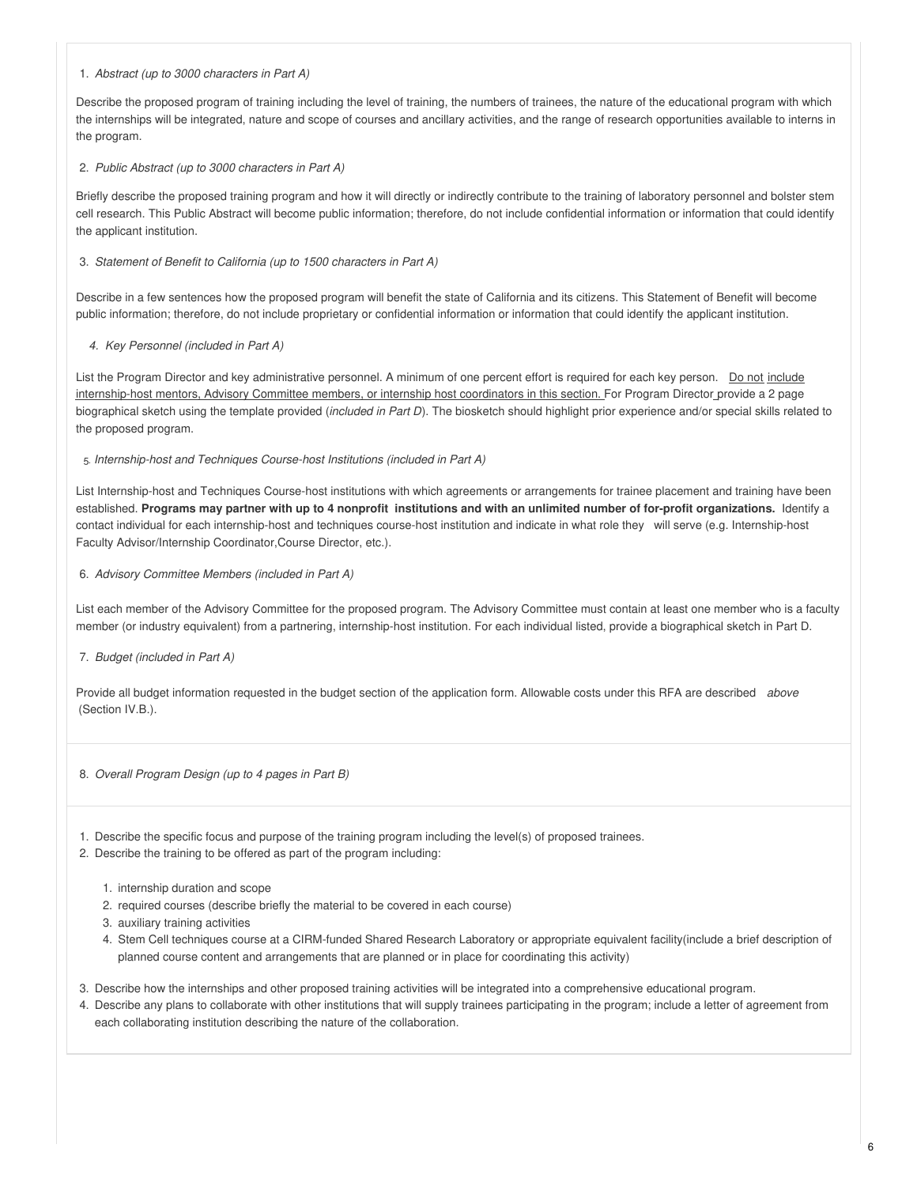1. *Abstract (up to 3000 characters in Part A)*

Describe the proposed program of training including the level of training, the numbers of trainees, the nature of the educational program with which the internships will be integrated, nature and scope of courses and ancillary activities, and the range of research opportunities available to interns in the program.

2. *Public Abstract (up to 3000 characters in Part A)*

Briefly describe the proposed training program and how it will directly or indirectly contribute to the training of laboratory personnel and bolster stem cell research. This Public Abstract will become public information; therefore, do not include confidential information or information that could identify the applicant institution.

3. *Statement of Benefit to California (up to 1500 characters in Part A)*

Describe in a few sentences how the proposed program will benefit the state of California and its citizens. This Statement of Benefit will become public information; therefore, do not include proprietary or confidential information or information that could identify the applicant institution.

4. *Key Personnel (included in Part A)*

List the Program Director and key administrative personnel. A minimum of one percent effort is required for each key person. Do not include internship-host mentors, Advisory Committee members, or internship host coordinators in this section. For Program Director provide a 2 page biographical sketch using the template provided (*included in Part D*). The biosketch should highlight prior experience and/or special skills related to the proposed program.

5. *Internship-host and Techniques Course-host Institutions (included in Part A)*

List Internship-host and Techniques Course-host institutions with which agreements or arrangements for trainee placement and training have been established. **Programs may partner with up to 4 nonprofit institutions and with an unlimited number of for-profit organizations.** Identify a contact individual for each internship-host and techniques course-host institution and indicate in what role they will serve (e.g. Internship-host Faculty Advisor/Internship Coordinator,Course Director, etc.).

6. *Advisory Committee Members (included in Part A)*

List each member of the Advisory Committee for the proposed program. The Advisory Committee must contain at least one member who is a faculty member (or industry equivalent) from a partnering, internship-host institution. For each individual listed, provide a biographical sketch in Part D.

7. *Budget (included in Part A)*

Provide all budget information requested in the budget section of the application form. Allowable costs under this RFA are described *above* (Section IV.B.).

8. *Overall Program Design (up to 4 pages in Part B)*

1. Describe the specific focus and purpose of the training program including the level(s) of proposed trainees.
2. Describe the training to be offered as part of the program including:
   1. internship duration and scope
   2. required courses (describe briefly the material to be covered in each course)
   3. auxiliary training activities
   4. Stem Cell techniques course at a CIRM-funded Shared Research Laboratory or appropriate equivalent facility(include a brief description of planned course content and arrangements that are planned or in place for coordinating this activity)
3. Describe how the internships and other proposed training activities will be integrated into a comprehensive educational program.
4. Describe any plans to collaborate with other institutions that will supply trainees participating in the program; include a letter of agreement from each collaborating institution describing the nature of the collaboration.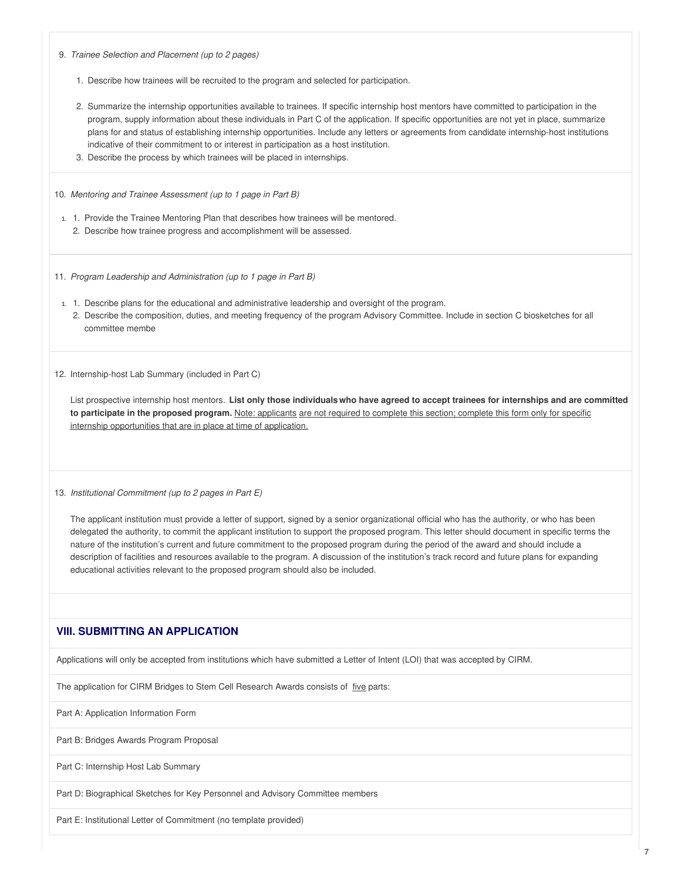9. *Trainee Selection and Placement (up to 2 pages)*

   1. Describe how trainees will be recruited to the program and selected for participation.
   2. Summarize the internship opportunities available to trainees. If specific internship host mentors have committed to participation in the program, supply information about these individuals in Part C of the application. If specific opportunities are not yet in place, summarize plans for and status of establishing internship opportunities. Include any letters or agreements from candidate internship-host institutions indicative of their commitment to or interest in participation as a host institution.
   3. Describe the process by which trainees will be placed in internships.

10. *Mentoring and Trainee Assessment (up to 1 page in Part B)*

    1. Provide the Trainee Mentoring Plan that describes how trainees will be mentored.
    2. Describe how trainee progress and accomplishment will be assessed.

11. *Program Leadership and Administration (up to 1 page in Part B)*

    1. Describe plans for the educational and administrative leadership and oversight of the program.
    2. Describe the composition, duties, and meeting frequency of the program Advisory Committee. Include in section C biosketches for all committee membe

12. Internship-host Lab Summary (included in Part C)

    List prospective internship host mentors. **List only those individuals who have agreed to accept trainees for internships and are committed to participate in the proposed program.** Note: applicants are not required to complete this section; complete this form only for specific internship opportunities that are in place at time of application.

13. *Institutional Commitment (up to 2 pages in Part E)*

    The applicant institution must provide a letter of support, signed by a senior organizational official who has the authority, or who has been delegated the authority, to commit the applicant institution to support the proposed program. This letter should document in specific terms the nature of the institution's current and future commitment to the proposed program during the period of the award and should include a description of facilities and resources available to the program. A discussion of the institution's track record and future plans for expanding educational activities relevant to the proposed program should also be included.

## VIII. SUBMITTING AN APPLICATION

Applications will only be accepted from institutions which have submitted a Letter of Intent (LOI) that was accepted by CIRM.

The application for CIRM Bridges to Stem Cell Research Awards consists of five parts:

Part A: Application Information Form

Part B: Bridges Awards Program Proposal

Part C: Internship Host Lab Summary

Part D: Biographical Sketches for Key Personnel and Advisory Committee members

Part E: Institutional Letter of Commitment (no template provided)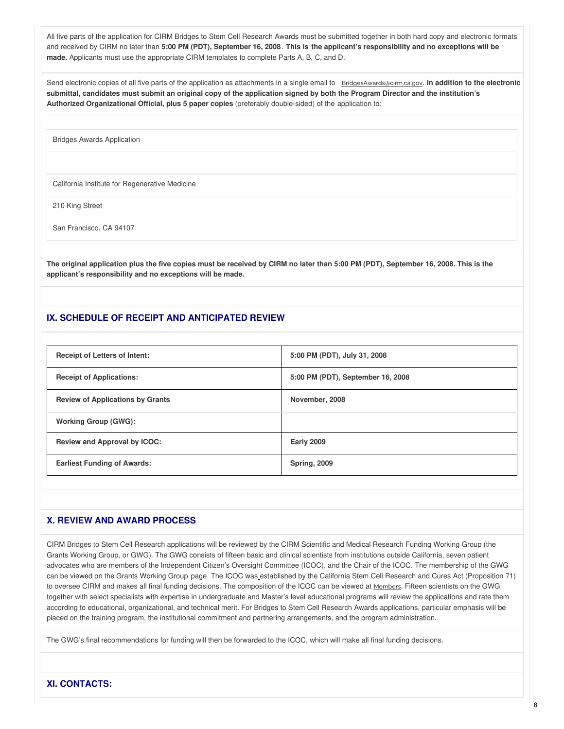All five parts of the application for CIRM Bridges to Stem Cell Research Awards must be submitted together in both hard copy and electronic formats and received by CIRM no later than **5:00 PM (PDT), September 16, 2008**. **This is the applicant's responsibility and no exceptions will be made.** Applicants must use the appropriate CIRM templates to complete Parts A, B, C, and D.

Send electronic copies of all five parts of the application as attachments in a single email to BridgesAwards@cirm.ca.gov. **In addition to the electronic submittal, candidates must submit an original copy of the application signed by both the Program Director and the institution's Authorized Organizational Official, plus 5 paper copies** (preferably double-sided) of the application to:

Bridges Awards Application

California Institute for Regenerative Medicine

210 King Street

San Francisco, CA 94107

**The original application plus the five copies must be received by CIRM no later than 5:00 PM (PDT), September 16, 2008. This is the applicant's responsibility and no exceptions will be made.**

## IX. SCHEDULE OF RECEIPT AND ANTICIPATED REVIEW

| | |
|---|---|
| **Receipt of Letters of Intent:** | **5:00 PM (PDT), July 31, 2008** |
| **Receipt of Applications:** | **5:00 PM (PDT), September 16, 2008** |
| **Review of Applications by Grants** | **November, 2008** |
| **Working Group (GWG):** | |
| **Review and Approval by ICOC:** | **Early 2009** |
| **Earliest Funding of Awards:** | **Spring, 2009** |

## X. REVIEW AND AWARD PROCESS

CIRM Bridges to Stem Cell Research applications will be reviewed by the CIRM Scientific and Medical Research Funding Working Group (the Grants Working Group, or GWG). The GWG consists of fifteen basic and clinical scientists from institutions outside California, seven patient advocates who are members of the Independent Citizen's Oversight Committee (ICOC), and the Chair of the ICOC. The membership of the GWG can be viewed on the Grants Working Group page. The ICOC was established by the California Stem Cell Research and Cures Act (Proposition 71) to oversee CIRM and makes all final funding decisions. The composition of the ICOC can be viewed at Members. Fifteen scientists on the GWG together with select specialists with expertise in undergraduate and Master's level educational programs will review the applications and rate them according to educational, organizational, and technical merit. For Bridges to Stem Cell Research Awards applications, particular emphasis will be placed on the training program, the institutional commitment and partnering arrangements, and the program administration.

The GWG's final recommendations for funding will then be forwarded to the ICOC, which will make all final funding decisions.

## XI. CONTACTS: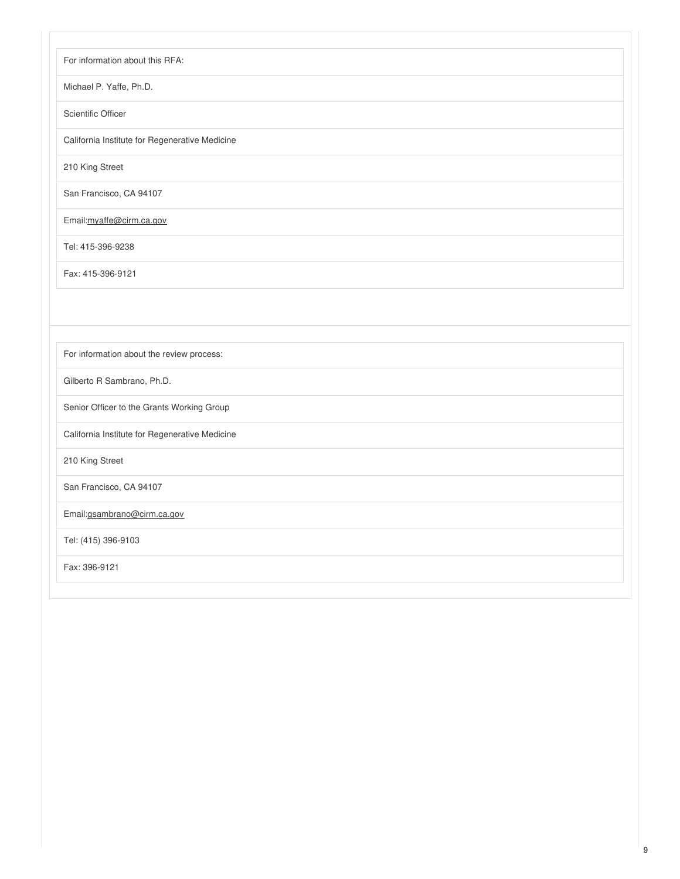For information about this RFA:

Michael P. Yaffe, Ph.D.

Scientific Officer

California Institute for Regenerative Medicine

210 King Street

San Francisco, CA 94107

Email:myaffe@cirm.ca.gov

Tel: 415-396-9238

Fax: 415-396-9121

For information about the review process:

Gilberto R Sambrano, Ph.D.

Senior Officer to the Grants Working Group

California Institute for Regenerative Medicine

210 King Street

San Francisco, CA 94107

Email:gsambrano@cirm.ca.gov

Tel: (415) 396-9103

Fax: 396-9121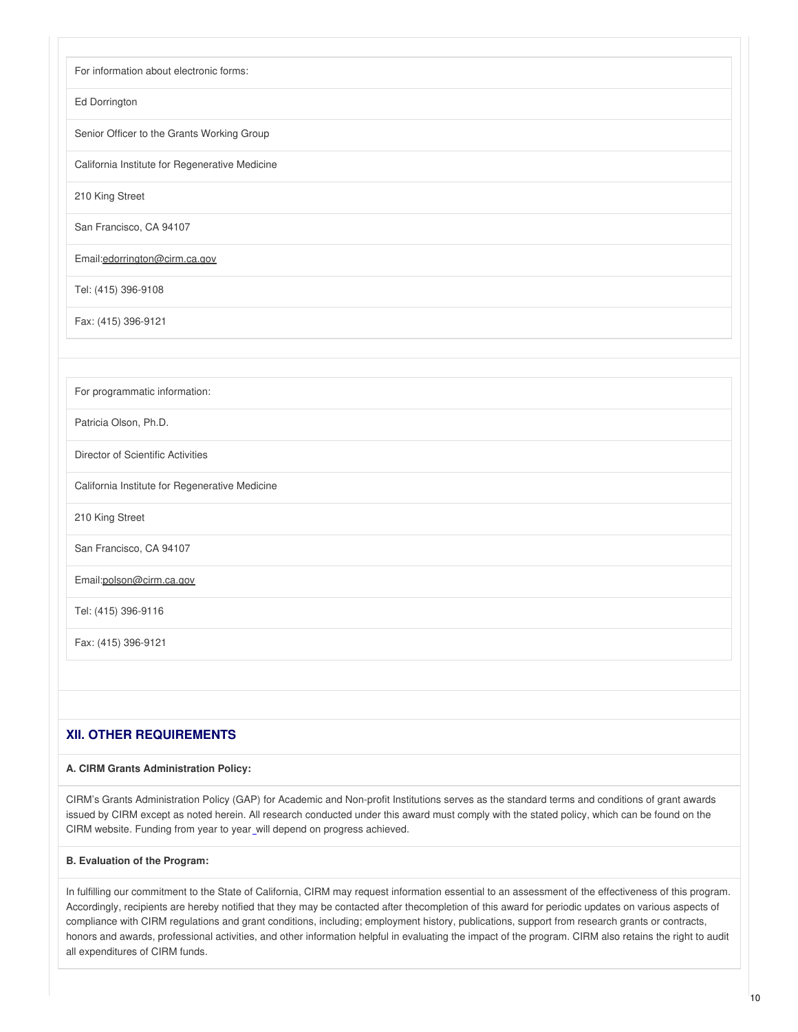For information about electronic forms:

Ed Dorrington

Senior Officer to the Grants Working Group

California Institute for Regenerative Medicine

210 King Street

San Francisco, CA 94107

Email:edorrington@cirm.ca.gov

Tel: (415) 396-9108

Fax: (415) 396-9121

For programmatic information:

Patricia Olson, Ph.D.

Director of Scientific Activities

California Institute for Regenerative Medicine

210 King Street

San Francisco, CA 94107

Email:polson@cirm.ca.gov

Tel: (415) 396-9116

Fax: (415) 396-9121

## XII. OTHER REQUIREMENTS

**A. CIRM Grants Administration Policy:**

CIRM's Grants Administration Policy (GAP) for Academic and Non-profit Institutions serves as the standard terms and conditions of grant awards issued by CIRM except as noted herein. All research conducted under this award must comply with the stated policy, which can be found on the CIRM website. Funding from year to year will depend on progress achieved.

**B. Evaluation of the Program:**

In fulfilling our commitment to the State of California, CIRM may request information essential to an assessment of the effectiveness of this program. Accordingly, recipients are hereby notified that they may be contacted after thecompletion of this award for periodic updates on various aspects of compliance with CIRM regulations and grant conditions, including; employment history, publications, support from research grants or contracts, honors and awards, professional activities, and other information helpful in evaluating the impact of the program. CIRM also retains the right to audit all expenditures of CIRM funds.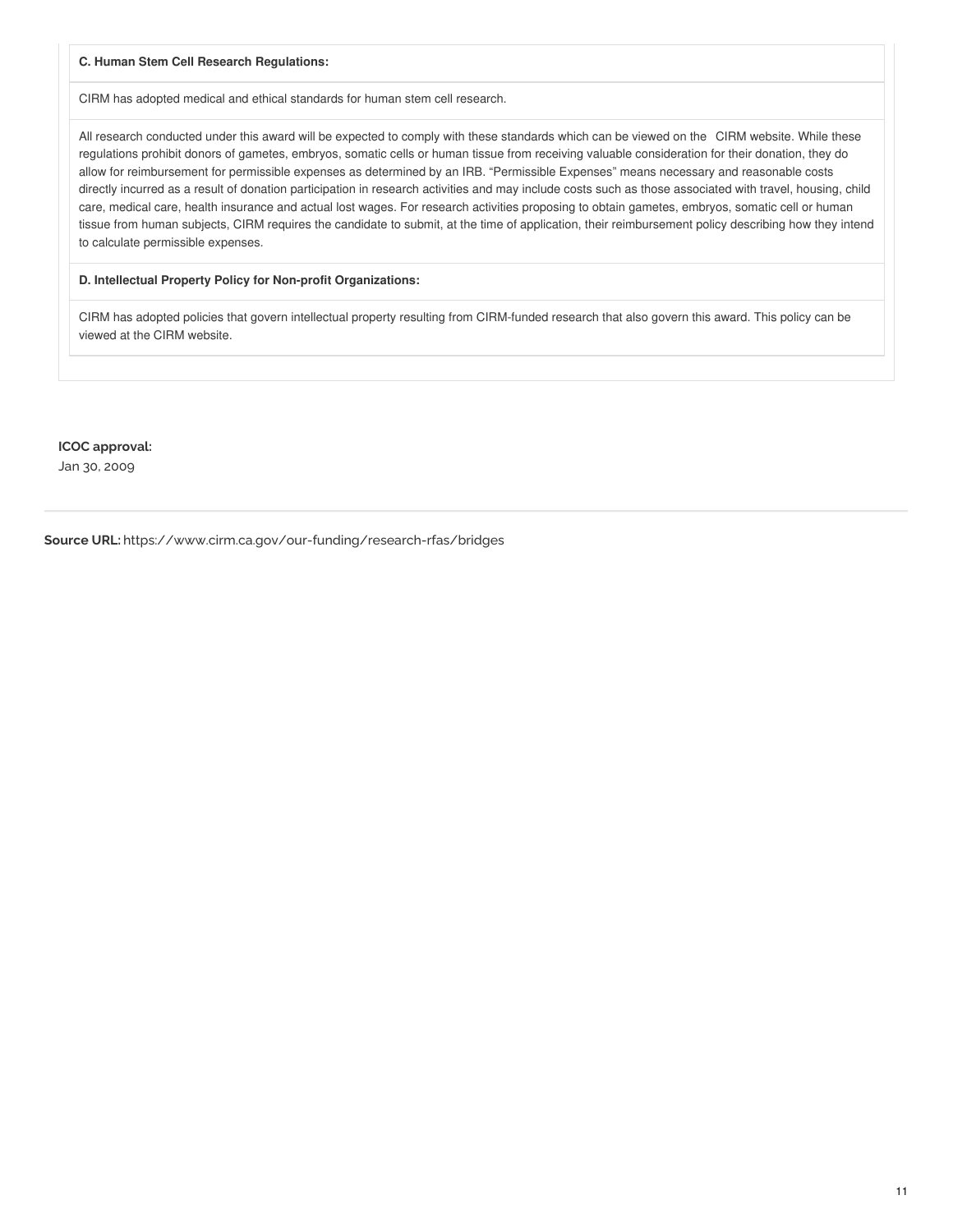**C. Human Stem Cell Research Regulations:**

CIRM has adopted medical and ethical standards for human stem cell research.

All research conducted under this award will be expected to comply with these standards which can be viewed on the CIRM website. While these regulations prohibit donors of gametes, embryos, somatic cells or human tissue from receiving valuable consideration for their donation, they do allow for reimbursement for permissible expenses as determined by an IRB. “Permissible Expenses” means necessary and reasonable costs directly incurred as a result of donation participation in research activities and may include costs such as those associated with travel, housing, child care, medical care, health insurance and actual lost wages. For research activities proposing to obtain gametes, embryos, somatic cell or human tissue from human subjects, CIRM requires the candidate to submit, at the time of application, their reimbursement policy describing how they intend to calculate permissible expenses.

**D. Intellectual Property Policy for Non-profit Organizations:**

CIRM has adopted policies that govern intellectual property resulting from CIRM-funded research that also govern this award. This policy can be viewed at the CIRM website.

**ICOC approval:**
Jan 30, 2009

**Source URL:** https://www.cirm.ca.gov/our-funding/research-rfas/bridges